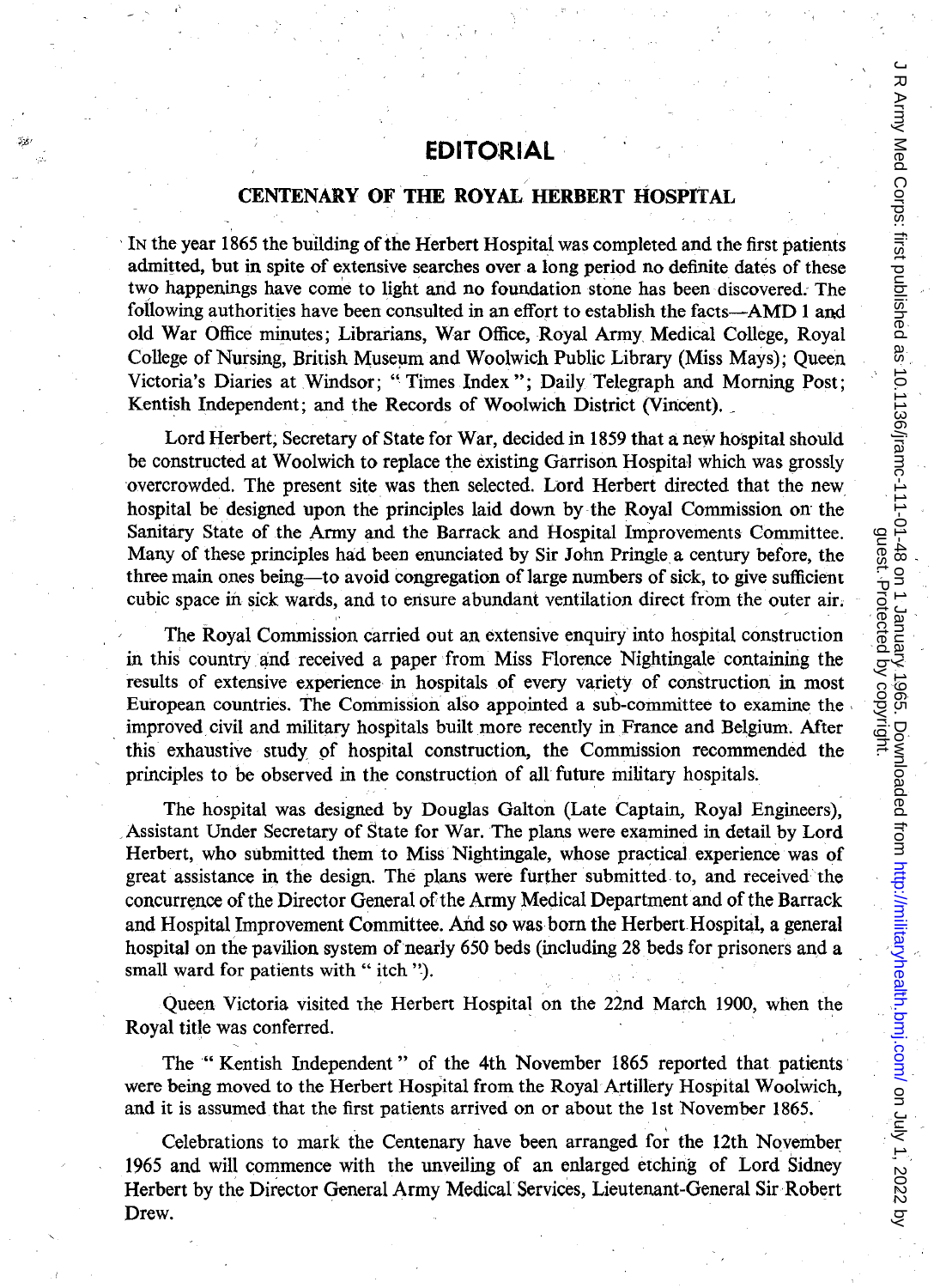# EDITORIAL

## CENTENARY OF THE ROYAL HERBERT HOSPITAL

In the year 1865 the building of the Herbert Hospital was completed and the first patients admitted, but in spite of extensive searches over a long period no definite dates of these two happenings have come to light and no foundation stone has been discovered. The following authorities have been consulted in an effort to establish the facts—AMD 1 and old War Office minutes; Librarians, War Office, Royal Army Medical College, Royal College of Nursing, British Museum and Woolwich Public Library (Miss Mays); Queen Victoria's Diaries at Windsor; "Times Index"; Daily Telegraph and Morning Post; Kentish Independent; and the Records of Woolwich District (Vincent).

Lord Herbert, Secretary of State for War, decided in 1859 that a new hospital should be constructed at Woolwich to replace the existing Garrison Hospital which was grossly overcrowded. The present site was then selected. Lord Herbert directed that the new hospital be designed upon the principles laid down by the Royal Commission on the Sanitary State of the Army and the Barrack and Hospital Improvements Committee. Many of these principles had been enunciated by Sir John Pringle a century before, the three main ones being—to avoid congregation of large numbers of sick, to give sufficient cubic space in sick wards, and to ensure abundant ventilation direct from the outer air.

The Royal Commission carried out an extensive enquiry into hospital construction in this country and received a paper from Miss Florence Nightingale containing the results of extensive experience in hospitals of every variety of construction in most European countries. The Commission also appointed a sub-committee to examine the improved civil and military hospitals built more recently in France and Belgium. After this exhaustive study of hospital construction, the Commission recommended the principles to be observed in the construction of all future military hospitals.

The hospital was designed by Douglas Galton (Late Captain, Royal Engineers), Assistant Under Secretary of State for War. The plans were examined in detail by Lord Herbert, who submitted them to Miss Nightingale, whose practical experience was of great assistance in the design. The plans were further submitted to, and received the concurrence of the Director General of the Army Medical Department and of the Barrack and Hospital Improvement Committee. And so was born the Herbert Hospital, a general hospital on the pavilion system of nearly 650 beds (including 28 beds for prisoners and a small ward for patients with "itch").

Queen Victoria visited the Herbert Hospital on the 22nd March 1900, when the Royal title was conferred.

The "Kentish Independent" of the 4th November 1865 reported that patients were being moved to the Herbert Hospital from the Royal Artillery Hospital Woolwich, and it is assumed that the first patients arrived on or about the 1st November 1865.

Celebrations to mark the Centenary have been arranged for the 12th November 1965 and will commence with the unveiling of an enlarged etching of Lord Sidney Herbert by the Director General Army Medical Services, Lieutenant-General Sir Robert Drew.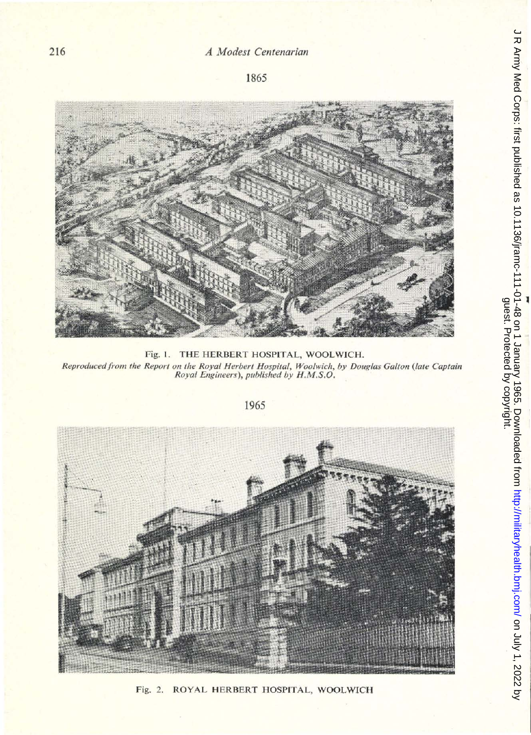1865

Fig. 1. THE HERBERT HOSPITAL, WOOLWICH.

*Reproduced from the Report on the Royal Herbert Hospital, Woolwich, by Douglas Galton (late Captain Royal Engineers), published by H.M.S.O.*

1965

Fig. 2. ROYAL HERBERT HOSPITAL, WOOLWICH